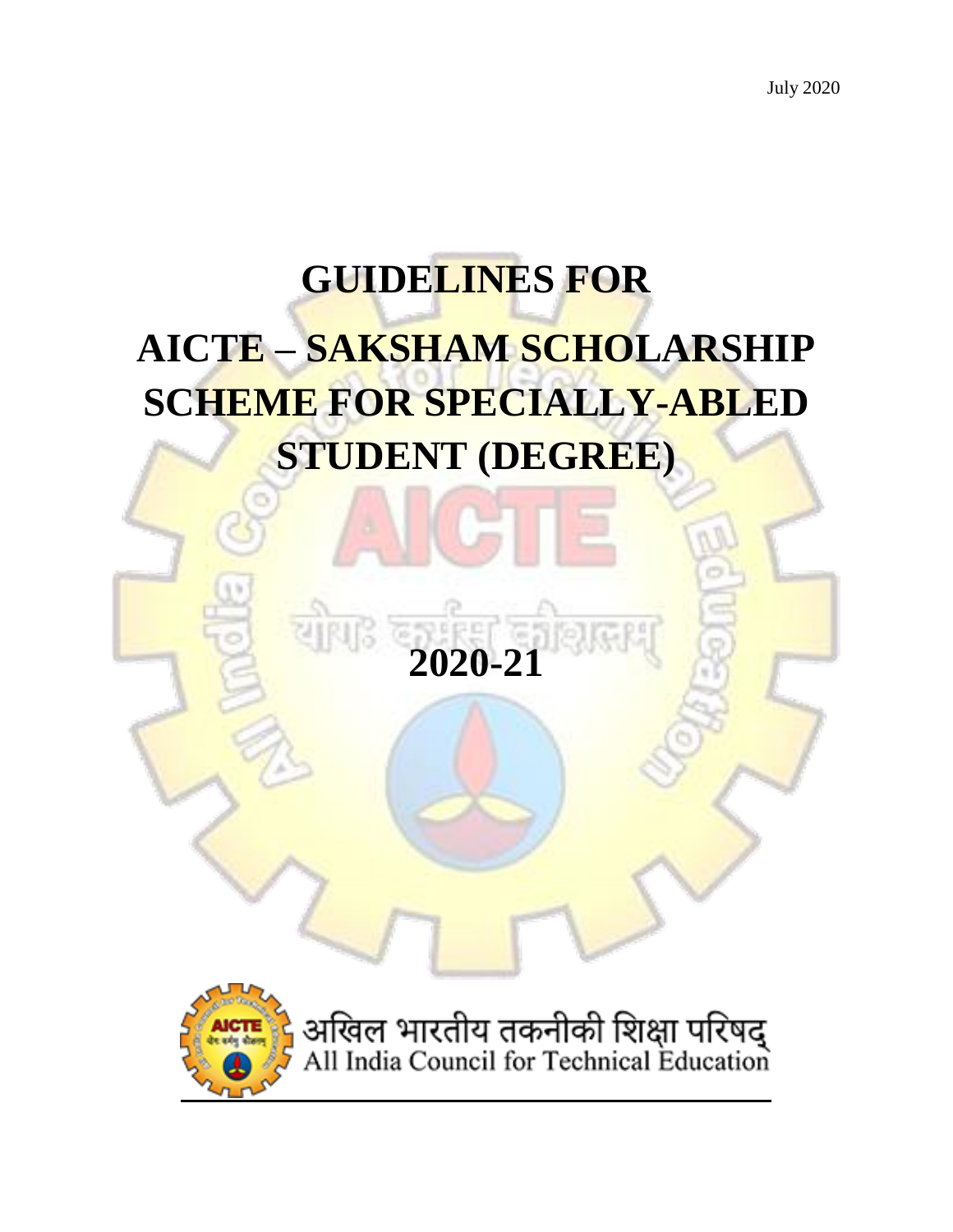July 2020

# GUIDELINES FOR AICTE – SAKSHAM SCHOLARSHIP SCHEME FOR SPECIALLY-ABLED STUDENT (DEGREE)

# 2020-21

अखिल भारतीय तकनीकी शिक्षा परिषद्
All India Council for Technical Education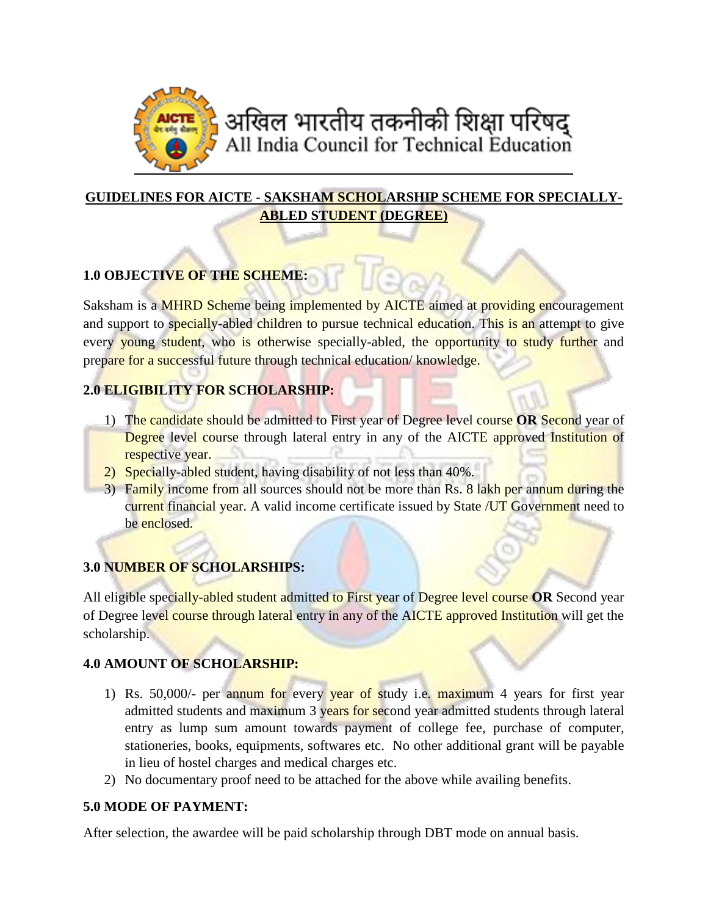अखिल भारतीय तकनीकी शिक्षा परिषद्
All India Council for Technical Education

## GUIDELINES FOR AICTE - SAKSHAM SCHOLARSHIP SCHEME FOR SPECIALLY-ABLED STUDENT (DEGREE)

### 1.0 OBJECTIVE OF THE SCHEME:

Saksham is a MHRD Scheme being implemented by AICTE aimed at providing encouragement and support to specially-abled children to pursue technical education. This is an attempt to give every young student, who is otherwise specially-abled, the opportunity to study further and prepare for a successful future through technical education/ knowledge.

### 2.0 ELIGIBILITY FOR SCHOLARSHIP:

1) The candidate should be admitted to First year of Degree level course **OR** Second year of Degree level course through lateral entry in any of the AICTE approved Institution of respective year.
2) Specially-abled student, having disability of not less than 40%.
3) Family income from all sources should not be more than Rs. 8 lakh per annum during the current financial year. A valid income certificate issued by State /UT Government need to be enclosed.

### 3.0 NUMBER OF SCHOLARSHIPS:

All eligible specially-abled student admitted to First year of Degree level course **OR** Second year of Degree level course through lateral entry in any of the AICTE approved Institution will get the scholarship.

### 4.0 AMOUNT OF SCHOLARSHIP:

1) Rs. 50,000/- per annum for every year of study i.e. maximum 4 years for first year admitted students and maximum 3 years for second year admitted students through lateral entry as lump sum amount towards payment of college fee, purchase of computer, stationeries, books, equipments, softwares etc. No other additional grant will be payable in lieu of hostel charges and medical charges etc.
2) No documentary proof need to be attached for the above while availing benefits.

### 5.0 MODE OF PAYMENT:

After selection, the awardee will be paid scholarship through DBT mode on annual basis.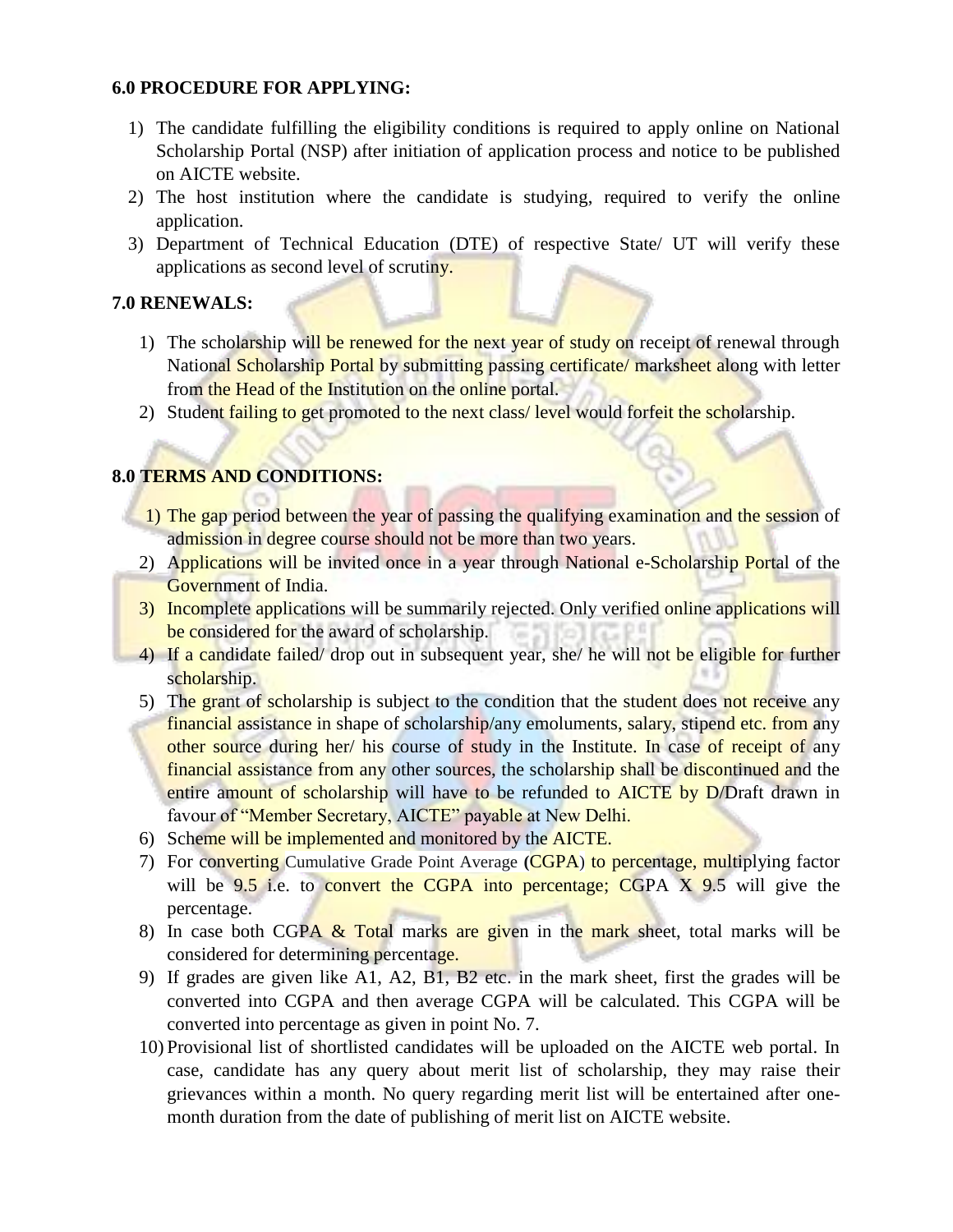### 6.0 PROCEDURE FOR APPLYING:

1) The candidate fulfilling the eligibility conditions is required to apply online on National Scholarship Portal (NSP) after initiation of application process and notice to be published on AICTE website.
2) The host institution where the candidate is studying, required to verify the online application.
3) Department of Technical Education (DTE) of respective State/ UT will verify these applications as second level of scrutiny.

### 7.0 RENEWALS:

1) The scholarship will be renewed for the next year of study on receipt of renewal through National Scholarship Portal by submitting passing certificate/ marksheet along with letter from the Head of the Institution on the online portal.
2) Student failing to get promoted to the next class/ level would forfeit the scholarship.

### 8.0 TERMS AND CONDITIONS:

1) The gap period between the year of passing the qualifying examination and the session of admission in degree course should not be more than two years.
2) Applications will be invited once in a year through National e-Scholarship Portal of the Government of India.
3) Incomplete applications will be summarily rejected. Only verified online applications will be considered for the award of scholarship.
4) If a candidate failed/ drop out in subsequent year, she/ he will not be eligible for further scholarship.
5) The grant of scholarship is subject to the condition that the student does not receive any financial assistance in shape of scholarship/any emoluments, salary, stipend etc. from any other source during her/ his course of study in the Institute. In case of receipt of any financial assistance from any other sources, the scholarship shall be discontinued and the entire amount of scholarship will have to be refunded to AICTE by D/Draft drawn in favour of "Member Secretary, AICTE" payable at New Delhi.
6) Scheme will be implemented and monitored by the AICTE.
7) For converting Cumulative Grade Point Average (CGPA) to percentage, multiplying factor will be 9.5 i.e. to convert the CGPA into percentage; CGPA X 9.5 will give the percentage.
8) In case both CGPA & Total marks are given in the mark sheet, total marks will be considered for determining percentage.
9) If grades are given like A1, A2, B1, B2 etc. in the mark sheet, first the grades will be converted into CGPA and then average CGPA will be calculated. This CGPA will be converted into percentage as given in point No. 7.
10) Provisional list of shortlisted candidates will be uploaded on the AICTE web portal. In case, candidate has any query about merit list of scholarship, they may raise their grievances within a month. No query regarding merit list will be entertained after one-month duration from the date of publishing of merit list on AICTE website.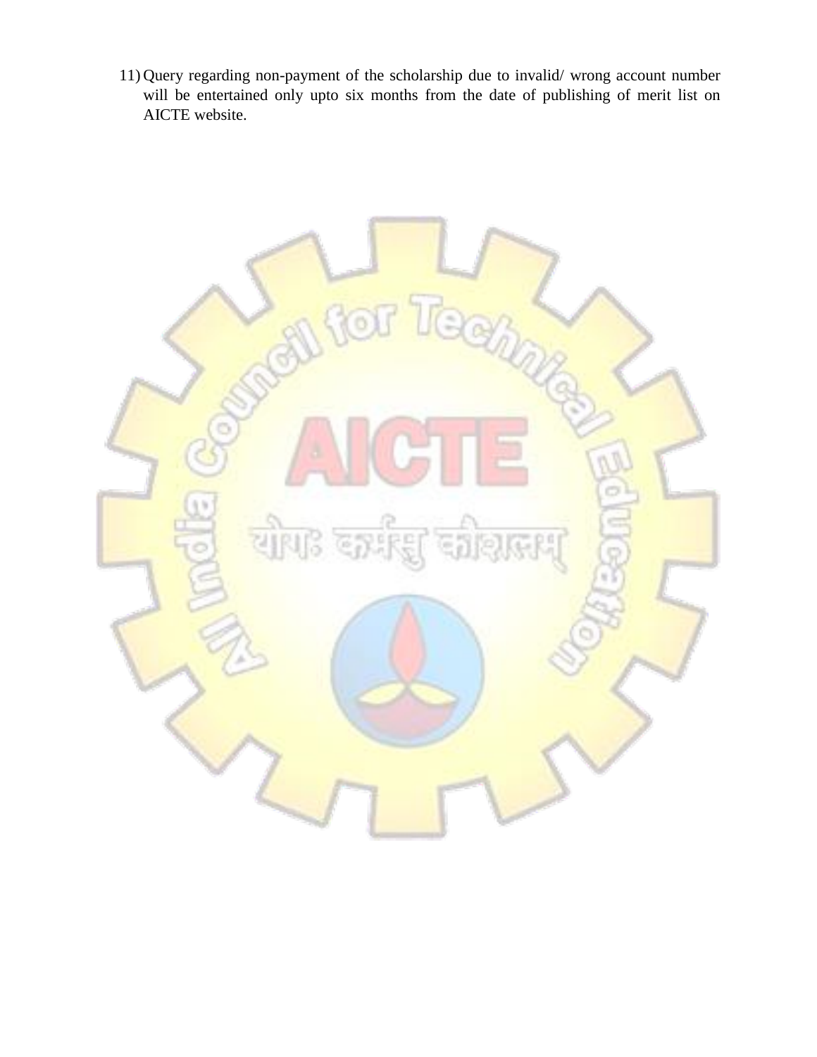11) Query regarding non-payment of the scholarship due to invalid/ wrong account number will be entertained only upto six months from the date of publishing of merit list on AICTE website.